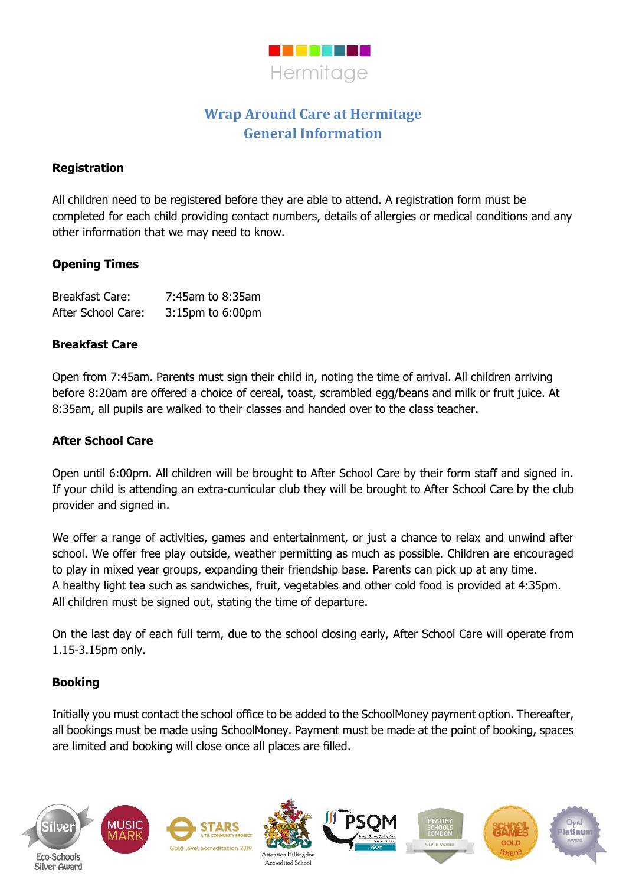Hermitage

# Wrap Around Care at Hermitage
## General Information

**Registration**

All children need to be registered before they are able to attend. A registration form must be completed for each child providing contact numbers, details of allergies or medical conditions and any other information that we may need to know.

**Opening Times**

| | |
|---|---|
| Breakfast Care: | 7:45am to 8:35am |
| After School Care: | 3:15pm to 6:00pm |

**Breakfast Care**

Open from 7:45am. Parents must sign their child in, noting the time of arrival. All children arriving before 8:20am are offered a choice of cereal, toast, scrambled egg/beans and milk or fruit juice. At 8:35am, all pupils are walked to their classes and handed over to the class teacher.

**After School Care**

Open until 6:00pm. All children will be brought to After School Care by their form staff and signed in. If your child is attending an extra-curricular club they will be brought to After School Care by the club provider and signed in.

We offer a range of activities, games and entertainment, or just a chance to relax and unwind after school. We offer free play outside, weather permitting as much as possible. Children are encouraged to play in mixed year groups, expanding their friendship base. Parents can pick up at any time.
A healthy light tea such as sandwiches, fruit, vegetables and other cold food is provided at 4:35pm. All children must be signed out, stating the time of departure.

On the last day of each full term, due to the school closing early, After School Care will operate from 1.15-3.15pm only.

**Booking**

Initially you must contact the school office to be added to the SchoolMoney payment option. Thereafter, all bookings must be made using SchoolMoney. Payment must be made at the point of booking, spaces are limited and booking will close once all places are filled.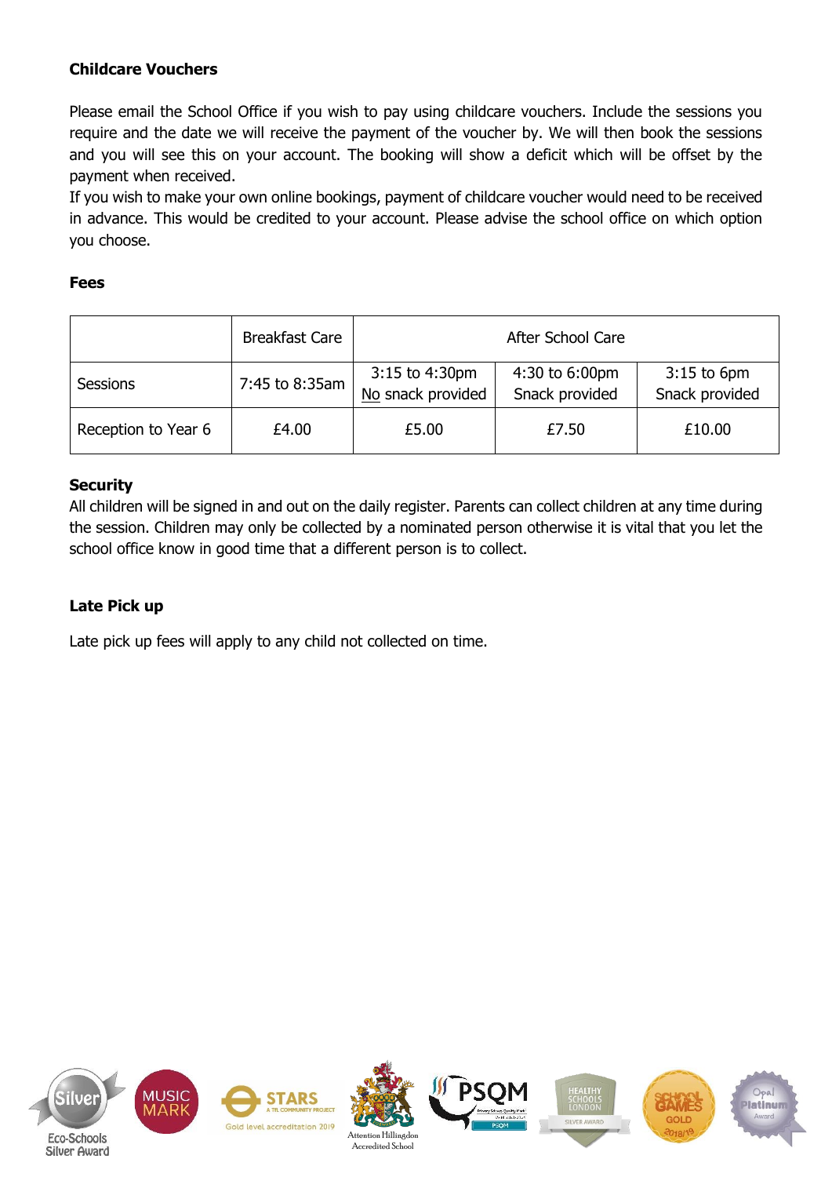**Childcare Vouchers**

Please email the School Office if you wish to pay using childcare vouchers. Include the sessions you require and the date we will receive the payment of the voucher by. We will then book the sessions and you will see this on your account. The booking will show a deficit which will be offset by the payment when received.
If you wish to make your own online bookings, payment of childcare voucher would need to be received in advance. This would be credited to your account. Please advise the school office on which option you choose.

**Fees**

| | Breakfast Care | After School Care | | |
|---|---|---|---|---|
| Sessions | 7:45 to 8:35am | 3:15 to 4:30pm No snack provided | 4:30 to 6:00pm Snack provided | 3:15 to 6pm Snack provided |
| Reception to Year 6 | £4.00 | £5.00 | £7.50 | £10.00 |

**Security**

All children will be signed in and out on the daily register. Parents can collect children at any time during the session. Children may only be collected by a nominated person otherwise it is vital that you let the school office know in good time that a different person is to collect.

**Late Pick up**

Late pick up fees will apply to any child not collected on time.